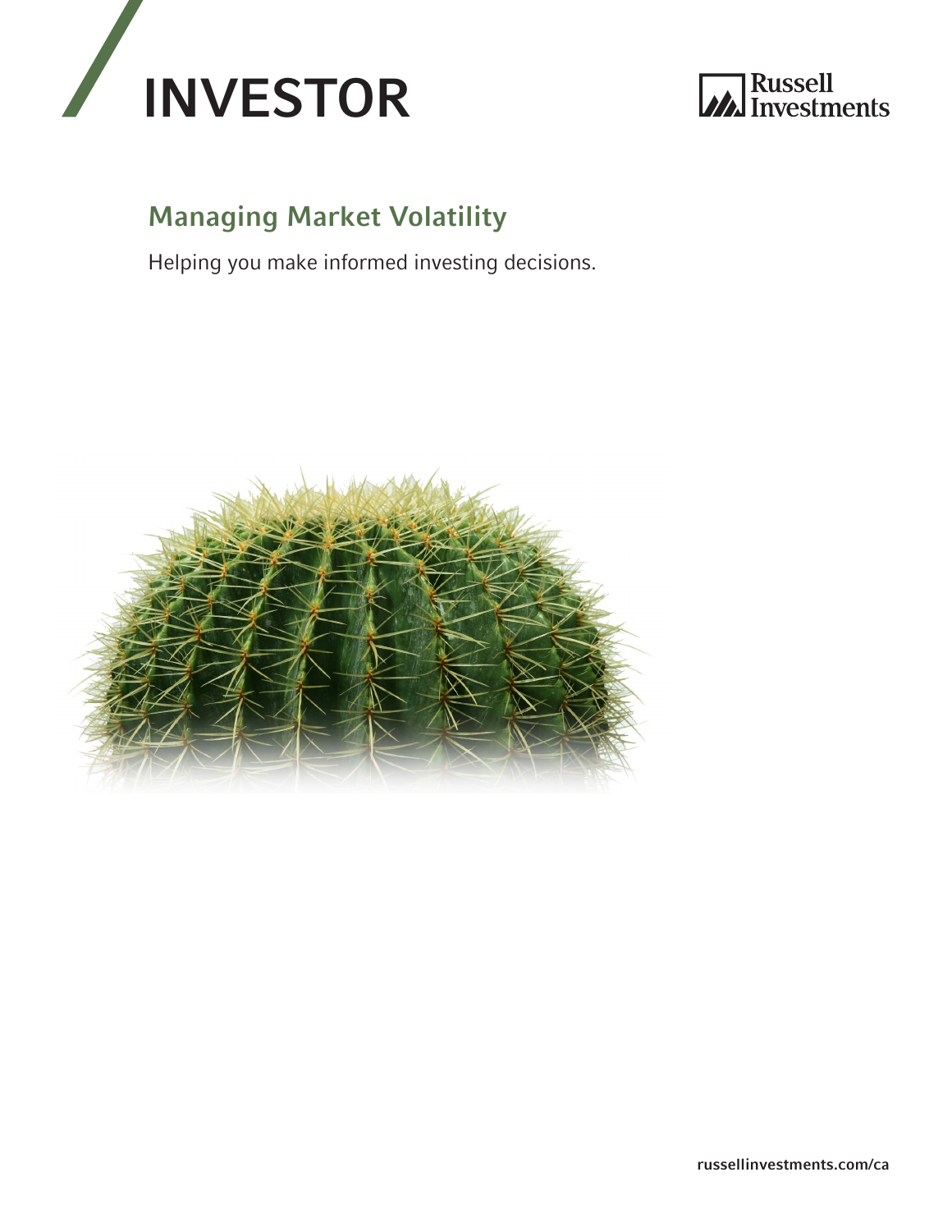# INVESTOR

Russell Investments

## Managing Market Volatility

Helping you make informed investing decisions.

russellinvestments.com/ca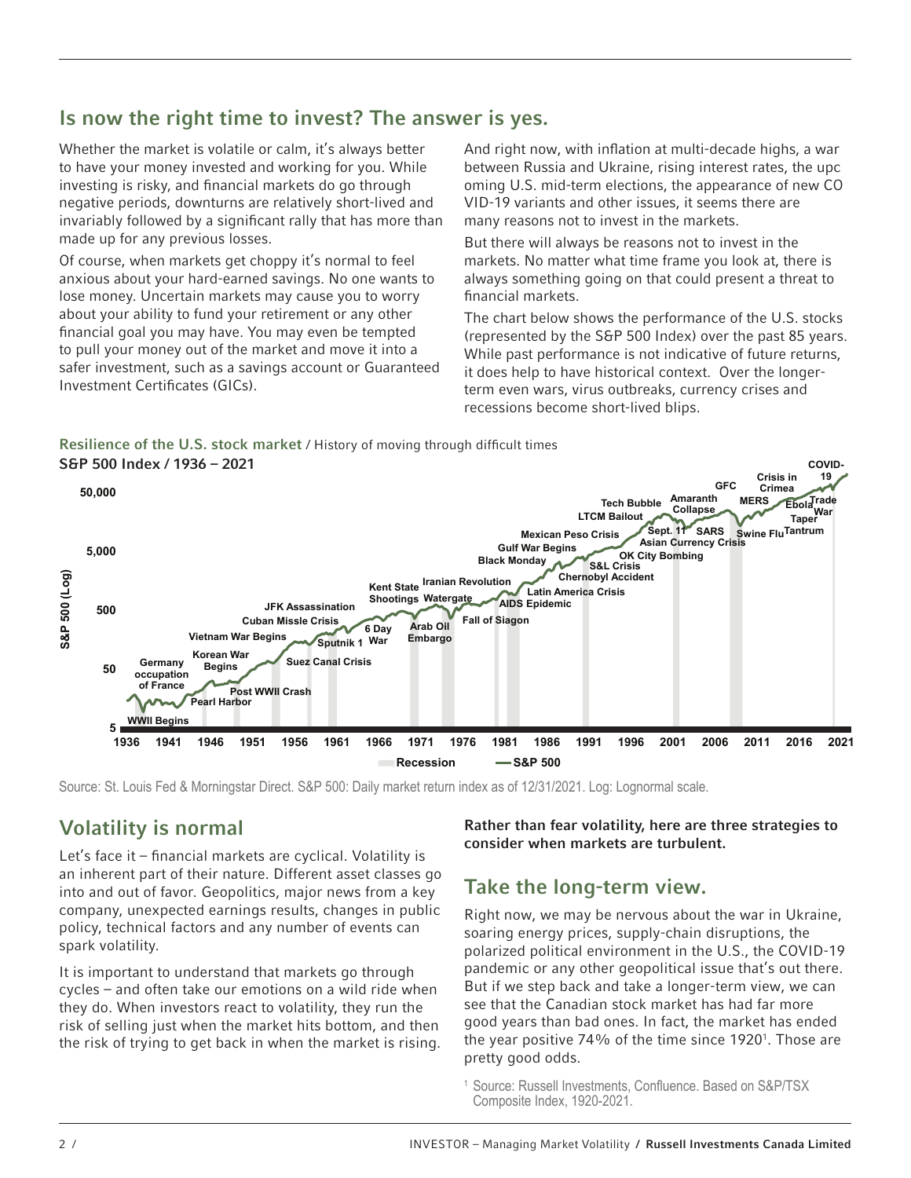## Is now the right time to invest? The answer is yes.

Whether the market is volatile or calm, it's always better to have your money invested and working for you. While investing is risky, and financial markets do go through negative periods, downturns are relatively short-lived and invariably followed by a significant rally that has more than made up for any previous losses.

Of course, when markets get choppy it's normal to feel anxious about your hard-earned savings. No one wants to lose money. Uncertain markets may cause you to worry about your ability to fund your retirement or any other financial goal you may have. You may even be tempted to pull your money out of the market and move it into a safer investment, such as a savings account or Guaranteed Investment Certificates (GICs).

And right now, with inflation at multi-decade highs, a war between Russia and Ukraine, rising interest rates, the upc oming U.S. mid-term elections, the appearance of new CO VID-19 variants and other issues, it seems there are many reasons not to invest in the markets.

But there will always be reasons not to invest in the markets. No matter what time frame you look at, there is always something going on that could present a threat to financial markets.

The chart below shows the performance of the U.S. stocks (represented by the S&P 500 Index) over the past 85 years. While past performance is not indicative of future returns, it does help to have historical context. Over the longer-term even wars, virus outbreaks, currency crises and recessions become short-lived blips.

**Resilience of the U.S. stock market** / History of moving through difficult times

**S&P 500 Index / 1936 – 2021**

Source: St. Louis Fed & Morningstar Direct. S&P 500: Daily market return index as of 12/31/2021. Log: Lognormal scale.

## Volatility is normal

Let's face it – financial markets are cyclical. Volatility is an inherent part of their nature. Different asset classes go into and out of favor. Geopolitics, major news from a key company, unexpected earnings results, changes in public policy, technical factors and any number of events can spark volatility.

It is important to understand that markets go through cycles – and often take our emotions on a wild ride when they do. When investors react to volatility, they run the risk of selling just when the market hits bottom, and then the risk of trying to get back in when the market is rising.

**Rather than fear volatility, here are three strategies to consider when markets are turbulent.**

## Take the long-term view.

Right now, we may be nervous about the war in Ukraine, soaring energy prices, supply-chain disruptions, the polarized political environment in the U.S., the COVID-19 pandemic or any other geopolitical issue that's out there. But if we step back and take a longer-term view, we can see that the Canadian stock market has had far more good years than bad ones. In fact, the market has ended the year positive 74% of the time since 1920[1]. Those are pretty good odds.

[1] Source: Russell Investments, Confluence. Based on S&P/TSX Composite Index, 1920-2021.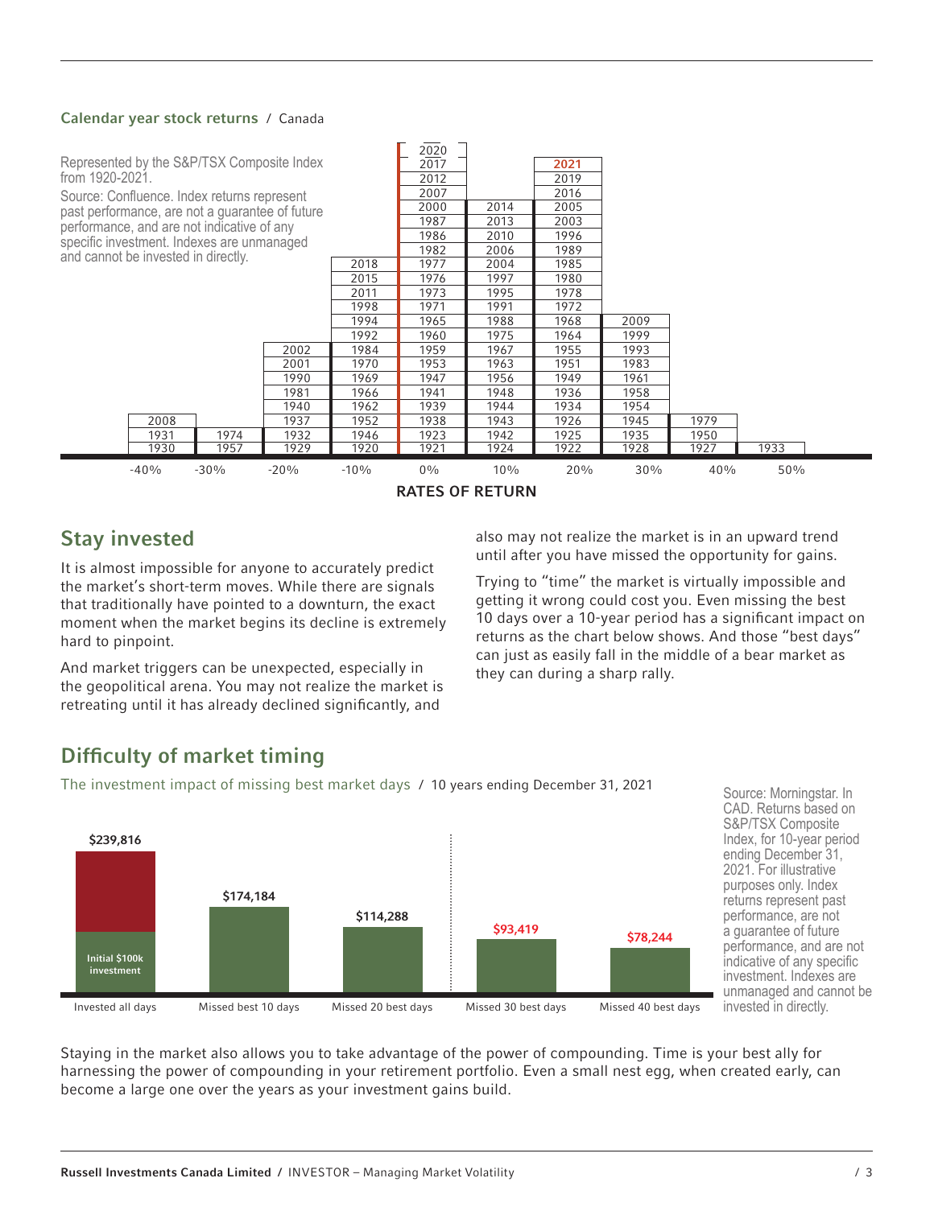**Calendar year stock returns** / Canada

Represented by the S&P/TSX Composite Index from 1920-2021.

Source: Confluence. Index returns represent past performance, are not a guarantee of future performance, and are not indicative of any specific investment. Indexes are unmanaged and cannot be invested in directly.

| -40% | -30% | -20% | -10% | 0% | 10% | 20% | 30% | 40% | 50% |
|---|---|---|---|---|---|---|---|---|---|
| | | | | 2020 | | | | | |
| | | | | 2017 | | **2021** | | | |
| | | | | 2012 | | 2019 | | | |
| | | | | 2007 | | 2016 | | | |
| | | | | 2000 | 2014 | 2005 | | | |
| | | | | 1987 | 2013 | 2003 | | | |
| | | | | 1986 | 2010 | 1996 | | | |
| | | | | 1982 | 2006 | 1989 | | | |
| | | | 2018 | 1977 | 2004 | 1985 | | | |
| | | | 2015 | 1976 | 1997 | 1980 | | | |
| | | | 2011 | 1973 | 1995 | 1978 | | | |
| | | | 1998 | 1971 | 1991 | 1972 | | | |
| | | | 1994 | 1965 | 1988 | 1968 | 2009 | | |
| | | | 1992 | 1960 | 1975 | 1964 | 1999 | | |
| | | 2002 | 1984 | 1959 | 1967 | 1955 | 1993 | | |
| | | 2001 | 1970 | 1953 | 1963 | 1951 | 1983 | | |
| | | 1990 | 1969 | 1947 | 1956 | 1949 | 1961 | | |
| | | 1981 | 1966 | 1941 | 1948 | 1936 | 1958 | | |
| | | 1940 | 1962 | 1939 | 1944 | 1934 | 1954 | | |
| 2008 | | 1937 | 1952 | 1938 | 1943 | 1926 | 1945 | 1979 | |
| 1931 | 1974 | 1932 | 1946 | 1923 | 1942 | 1925 | 1935 | 1950 | |
| 1930 | 1957 | 1929 | 1920 | 1921 | 1924 | 1922 | 1928 | 1927 | 1933 |

**RATES OF RETURN**

## Stay invested

It is almost impossible for anyone to accurately predict the market's short-term moves. While there are signals that traditionally have pointed to a downturn, the exact moment when the market begins its decline is extremely hard to pinpoint.

And market triggers can be unexpected, especially in the geopolitical arena. You may not realize the market is retreating until it has already declined significantly, and also may not realize the market is in an upward trend until after you have missed the opportunity for gains.

Trying to "time" the market is virtually impossible and getting it wrong could cost you. Even missing the best 10 days over a 10-year period has a significant impact on returns as the chart below shows. And those "best days" can just as easily fall in the middle of a bear market as they can during a sharp rally.

## Difficulty of market timing

The investment impact of missing best market days / 10 years ending December 31, 2021

| Invested all days | Missed best 10 days | Missed 20 best days | Missed 30 best days | Missed 40 best days |
|---|---|---|---|---|
| $239,816 | $174,184 | $114,288 | $93,419 | $78,244 |

Initial $100k investment

Source: Morningstar. In CAD. Returns based on S&P/TSX Composite Index, for 10-year period ending December 31, 2021. For illustrative purposes only. Index returns represent past performance, are not a guarantee of future performance, and are not indicative of any specific investment. Indexes are unmanaged and cannot be invested in directly.

Staying in the market also allows you to take advantage of the power of compounding. Time is your best ally for harnessing the power of compounding in your retirement portfolio. Even a small nest egg, when created early, can become a large one over the years as your investment gains build.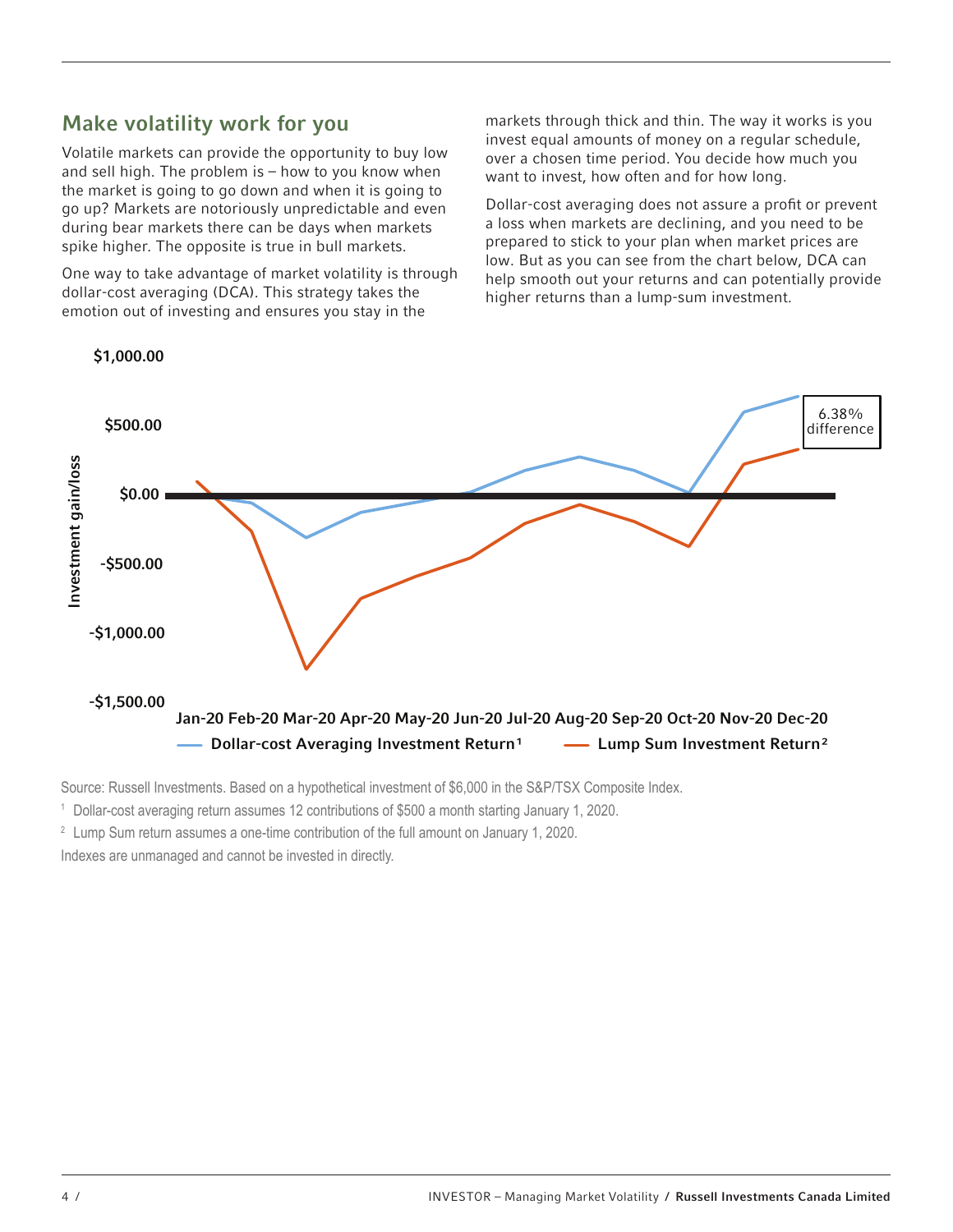## Make volatility work for you

Volatile markets can provide the opportunity to buy low and sell high. The problem is – how to you know when the market is going to go down and when it is going to go up? Markets are notoriously unpredictable and even during bear markets there can be days when markets spike higher. The opposite is true in bull markets.

One way to take advantage of market volatility is through dollar-cost averaging (DCA). This strategy takes the emotion out of investing and ensures you stay in the markets through thick and thin. The way it works is you invest equal amounts of money on a regular schedule, over a chosen time period. You decide how much you want to invest, how often and for how long.

Dollar-cost averaging does not assure a profit or prevent a loss when markets are declining, and you need to be prepared to stick to your plan when market prices are low. But as you can see from the chart below, DCA can help smooth out your returns and can potentially provide higher returns than a lump-sum investment.

Investment gain/loss

$1,000.00 / $500.00 / $0.00 / -$500.00 / -$1,000.00 / -$1,500.00

Jan-20 Feb-20 Mar-20 Apr-20 May-20 Jun-20 Jul-20 Aug-20 Sep-20 Oct-20 Nov-20 Dec-20

6.38% difference

— Dollar-cost Averaging Investment Return[1] — Lump Sum Investment Return[2]

Source: Russell Investments. Based on a hypothetical investment of $6,000 in the S&P/TSX Composite Index.

[1] Dollar-cost averaging return assumes 12 contributions of $500 a month starting January 1, 2020.

[2] Lump Sum return assumes a one-time contribution of the full amount on January 1, 2020.

Indexes are unmanaged and cannot be invested in directly.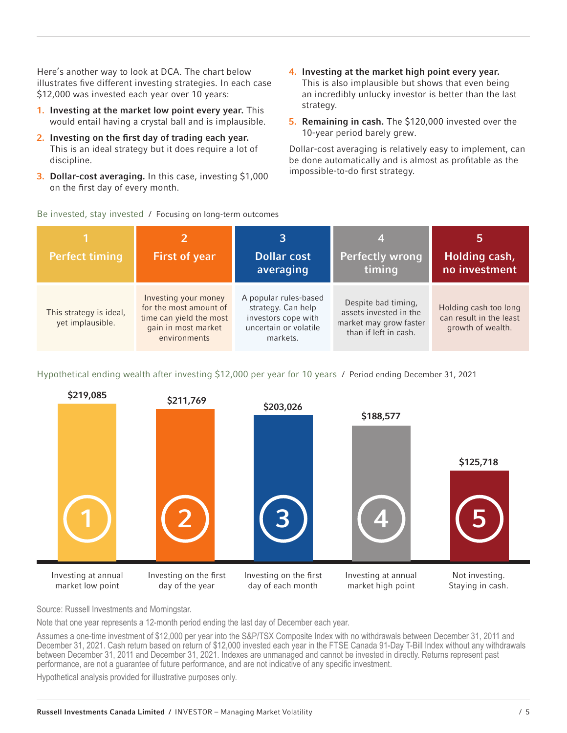Here's another way to look at DCA. The chart below illustrates five different investing strategies. In each case $12,000 was invested each year over 10 years:

1. **Investing at the market low point every year.** This would entail having a crystal ball and is implausible.
2. **Investing on the first day of trading each year.** This is an ideal strategy but it does require a lot of discipline.
3. **Dollar-cost averaging.** In this case, investing $1,000 on the first day of every month.
4. **Investing at the market high point every year.** This is also implausible but shows that even being an incredibly unlucky investor is better than the last strategy.
5. **Remaining in cash.** The $120,000 invested over the 10-year period barely grew.

Dollar-cost averaging is relatively easy to implement, can be done automatically and is almost as profitable as the impossible-to-do first strategy.

Be invested, stay invested / Focusing on long-term outcomes

| 1 Perfect timing | 2 First of year | 3 Dollar cost averaging | 4 Perfectly wrong timing | 5 Holding cash, no investment |
|---|---|---|---|---|
| This strategy is ideal, yet implausible. | Investing your money for the most amount of time can yield the most gain in most market environments | A popular rules-based strategy. Can help investors cope with uncertain or volatile markets. | Despite bad timing, assets invested in the market may grow faster than if left in cash. | Holding cash too long can result in the least growth of wealth. |

Hypothetical ending wealth after investing $12,000 per year for 10 years / Period ending December 31, 2021

| Strategy | Ending wealth |
|---|---|
| 1 – Investing at annual market low point | $219,085 |
| 2 – Investing on the first day of the year | $211,769 |
| 3 – Investing on the first day of each month | $203,026 |
| 4 – Investing at annual market high point | $188,577 |
| 5 – Not investing. Staying in cash. | $125,718 |

Source: Russell Investments and Morningstar.

Note that one year represents a 12-month period ending the last day of December each year.

Assumes a one-time investment of $12,000 per year into the S&P/TSX Composite Index with no withdrawals between December 31, 2011 and December 31, 2021. Cash return based on return of $12,000 invested each year in the FTSE Canada 91-Day T-Bill Index without any withdrawals between December 31, 2011 and December 31, 2021. Indexes are unmanaged and cannot be invested in directly. Returns represent past performance, are not a guarantee of future performance, and are not indicative of any specific investment.

Hypothetical analysis provided for illustrative purposes only.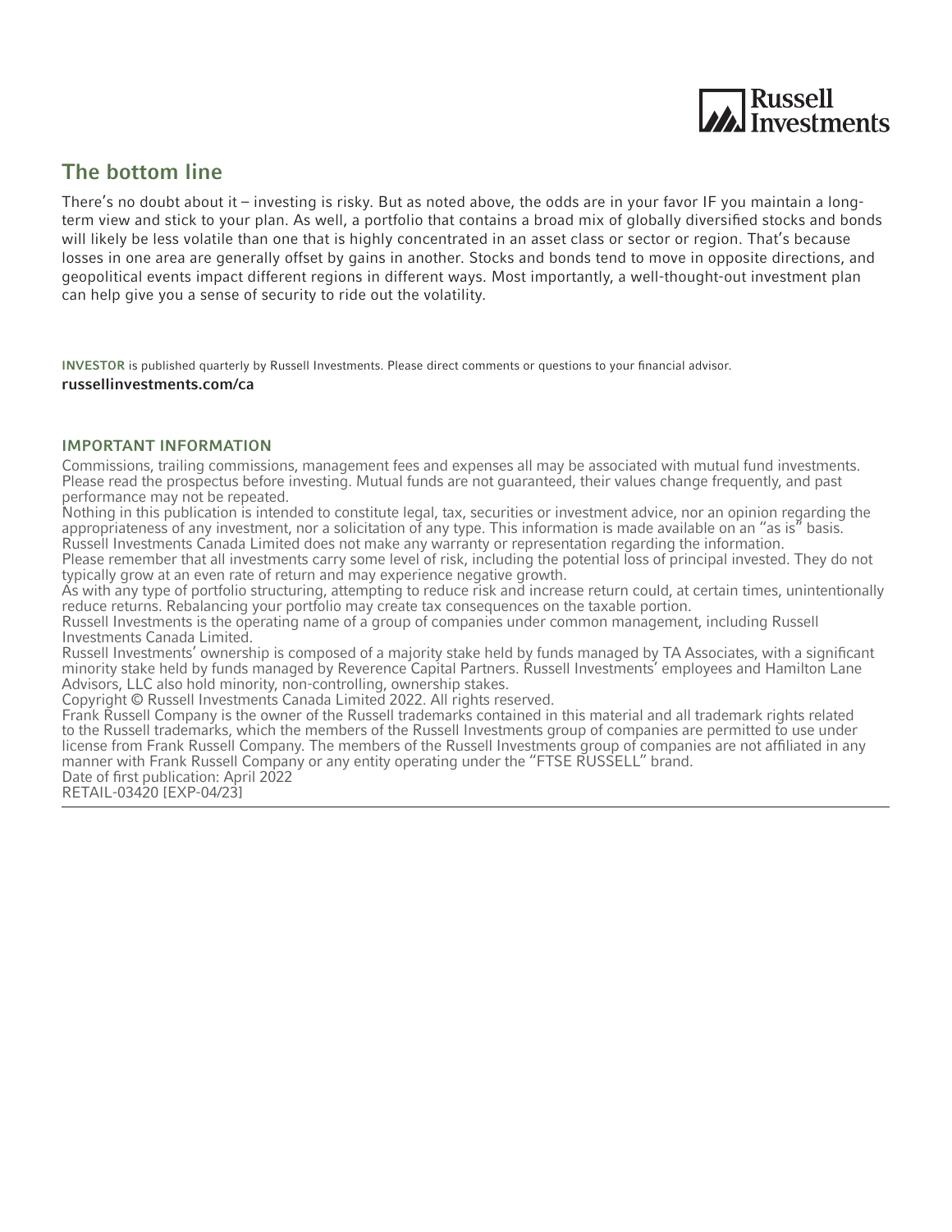## The bottom line

There's no doubt about it – investing is risky. But as noted above, the odds are in your favor IF you maintain a long-term view and stick to your plan. As well, a portfolio that contains a broad mix of globally diversified stocks and bonds will likely be less volatile than one that is highly concentrated in an asset class or sector or region. That's because losses in one area are generally offset by gains in another. Stocks and bonds tend to move in opposite directions, and geopolitical events impact different regions in different ways. Most importantly, a well-thought-out investment plan can help give you a sense of security to ride out the volatility.

**INVESTOR** is published quarterly by Russell Investments. Please direct comments or questions to your financial advisor.
**russellinvestments.com/ca**

### IMPORTANT INFORMATION

Commissions, trailing commissions, management fees and expenses all may be associated with mutual fund investments. Please read the prospectus before investing. Mutual funds are not guaranteed, their values change frequently, and past performance may not be repeated.

Nothing in this publication is intended to constitute legal, tax, securities or investment advice, nor an opinion regarding the appropriateness of any investment, nor a solicitation of any type. This information is made available on an "as is" basis. Russell Investments Canada Limited does not make any warranty or representation regarding the information.

Please remember that all investments carry some level of risk, including the potential loss of principal invested. They do not typically grow at an even rate of return and may experience negative growth.

As with any type of portfolio structuring, attempting to reduce risk and increase return could, at certain times, unintentionally reduce returns. Rebalancing your portfolio may create tax consequences on the taxable portion.

Russell Investments is the operating name of a group of companies under common management, including Russell Investments Canada Limited.

Russell Investments' ownership is composed of a majority stake held by funds managed by TA Associates, with a significant minority stake held by funds managed by Reverence Capital Partners. Russell Investments' employees and Hamilton Lane Advisors, LLC also hold minority, non-controlling, ownership stakes.

Copyright © Russell Investments Canada Limited 2022. All rights reserved.

Frank Russell Company is the owner of the Russell trademarks contained in this material and all trademark rights related to the Russell trademarks, which the members of the Russell Investments group of companies are permitted to use under license from Frank Russell Company. The members of the Russell Investments group of companies are not affiliated in any manner with Frank Russell Company or any entity operating under the "FTSE RUSSELL" brand.

Date of first publication: April 2022

RETAIL-03420 [EXP-04/23]